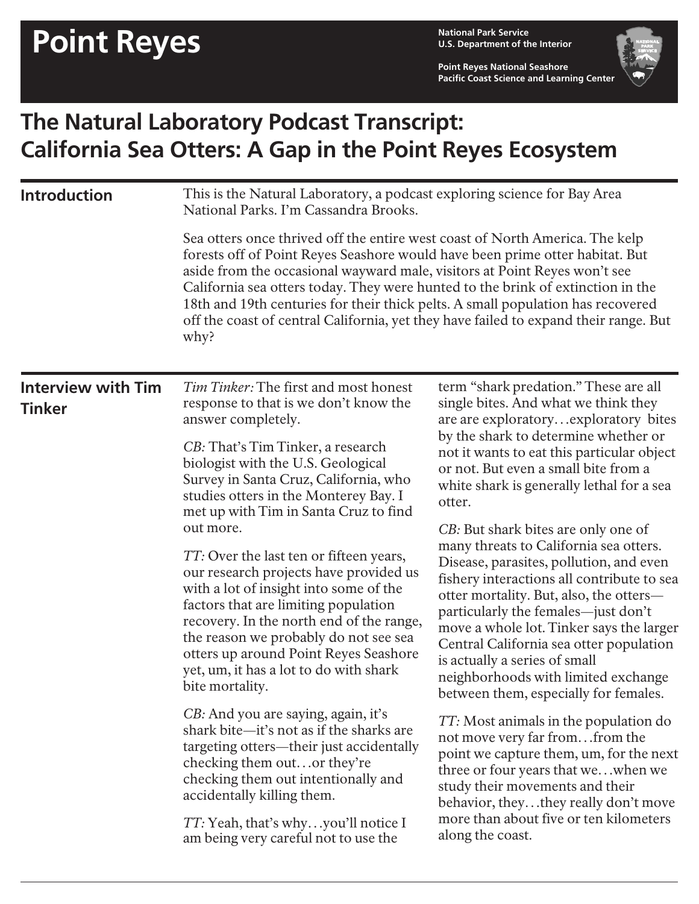# Point Reyes

National Park Service
U.S. Department of the Interior

Point Reyes National Seashore
Pacific Coast Science and Learning Center

## The Natural Laboratory Podcast Transcript: California Sea Otters: A Gap in the Point Reyes Ecosystem

### Introduction

This is the Natural Laboratory, a podcast exploring science for Bay Area National Parks. I'm Cassandra Brooks.

Sea otters once thrived off the entire west coast of North America. The kelp forests off of Point Reyes Seashore would have been prime otter habitat. But aside from the occasional wayward male, visitors at Point Reyes won't see California sea otters today. They were hunted to the brink of extinction in the 18th and 19th centuries for their thick pelts. A small population has recovered off the coast of central California, yet they have failed to expand their range. But why?

### Interview with Tim Tinker

*Tim Tinker:* The first and most honest response to that is we don't know the answer completely.

*CB:* That's Tim Tinker, a research biologist with the U.S. Geological Survey in Santa Cruz, California, who studies otters in the Monterey Bay. I met up with Tim in Santa Cruz to find out more.

*TT:* Over the last ten or fifteen years, our research projects have provided us with a lot of insight into some of the factors that are limiting population recovery. In the north end of the range, the reason we probably do not see sea otters up around Point Reyes Seashore yet, um, it has a lot to do with shark bite mortality.

*CB:* And you are saying, again, it's shark bite—it's not as if the sharks are targeting otters—their just accidentally checking them out…or they're checking them out intentionally and accidentally killing them.

*TT:* Yeah, that's why…you'll notice I am being very careful not to use the term "shark predation." These are all single bites. And what we think they are are exploratory…exploratory bites by the shark to determine whether or not it wants to eat this particular object or not. But even a small bite from a white shark is generally lethal for a sea otter.

*CB:* But shark bites are only one of many threats to California sea otters. Disease, parasites, pollution, and even fishery interactions all contribute to sea otter mortality. But, also, the otters—particularly the females—just don't move a whole lot. Tinker says the larger Central California sea otter population is actually a series of small neighborhoods with limited exchange between them, especially for females.

*TT:* Most animals in the population do not move very far from…from the point we capture them, um, for the next three or four years that we…when we study their movements and their behavior, they…they really don't move more than about five or ten kilometers along the coast.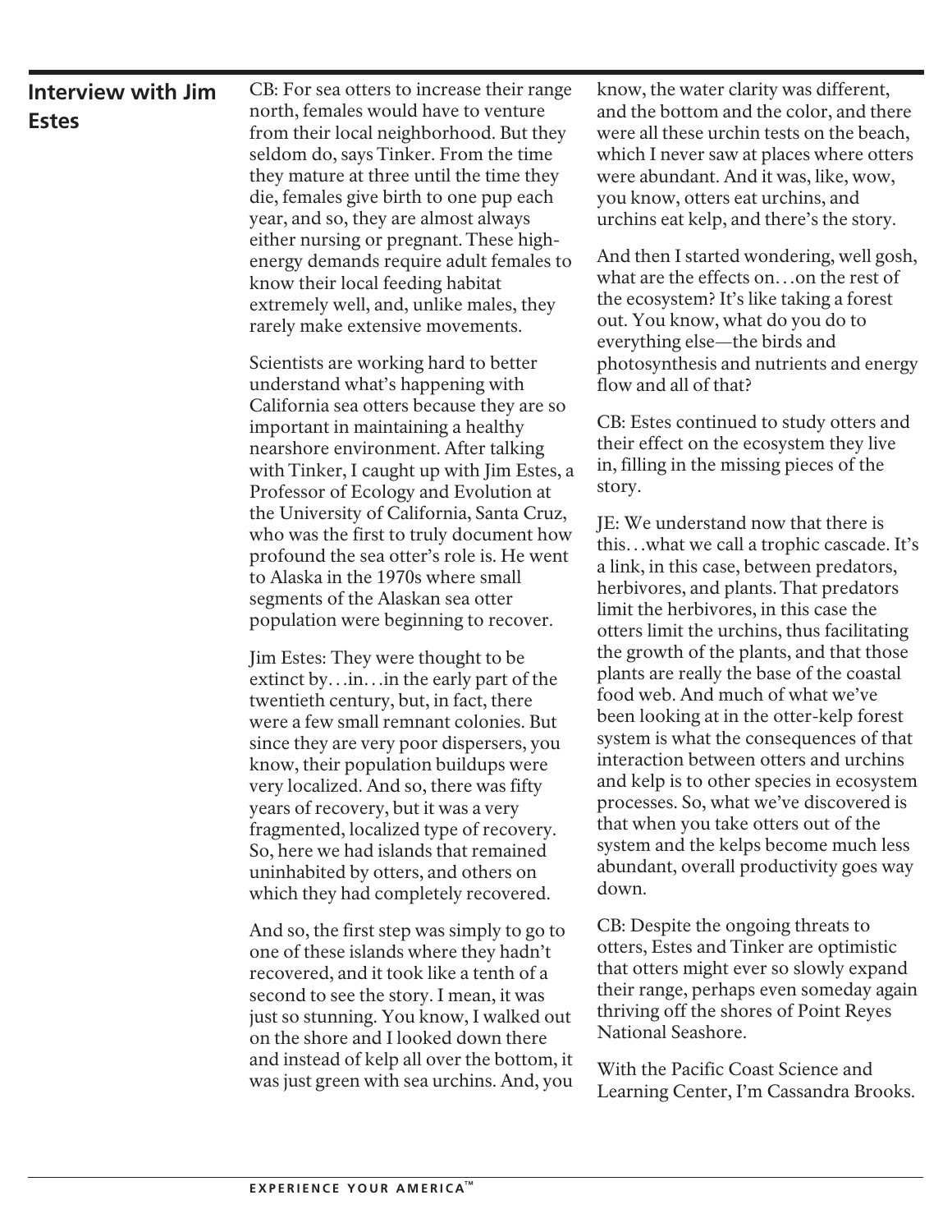## Interview with Jim Estes

CB: For sea otters to increase their range north, females would have to venture from their local neighborhood. But they seldom do, says Tinker. From the time they mature at three until the time they die, females give birth to one pup each year, and so, they are almost always either nursing or pregnant. These high-energy demands require adult females to know their local feeding habitat extremely well, and, unlike males, they rarely make extensive movements.

Scientists are working hard to better understand what's happening with California sea otters because they are so important in maintaining a healthy nearshore environment. After talking with Tinker, I caught up with Jim Estes, a Professor of Ecology and Evolution at the University of California, Santa Cruz, who was the first to truly document how profound the sea otter's role is. He went to Alaska in the 1970s where small segments of the Alaskan sea otter population were beginning to recover.

Jim Estes: They were thought to be extinct by…in…in the early part of the twentieth century, but, in fact, there were a few small remnant colonies. But since they are very poor dispersers, you know, their population buildups were very localized. And so, there was fifty years of recovery, but it was a very fragmented, localized type of recovery. So, here we had islands that remained uninhabited by otters, and others on which they had completely recovered.

And so, the first step was simply to go to one of these islands where they hadn't recovered, and it took like a tenth of a second to see the story. I mean, it was just so stunning. You know, I walked out on the shore and I looked down there and instead of kelp all over the bottom, it was just green with sea urchins. And, you know, the water clarity was different, and the bottom and the color, and there were all these urchin tests on the beach, which I never saw at places where otters were abundant. And it was, like, wow, you know, otters eat urchins, and urchins eat kelp, and there's the story.

And then I started wondering, well gosh, what are the effects on…on the rest of the ecosystem? It's like taking a forest out. You know, what do you do to everything else—the birds and photosynthesis and nutrients and energy flow and all of that?

CB: Estes continued to study otters and their effect on the ecosystem they live in, filling in the missing pieces of the story.

JE: We understand now that there is this…what we call a trophic cascade. It's a link, in this case, between predators, herbivores, and plants. That predators limit the herbivores, in this case the otters limit the urchins, thus facilitating the growth of the plants, and that those plants are really the base of the coastal food web. And much of what we've been looking at in the otter-kelp forest system is what the consequences of that interaction between otters and urchins and kelp is to other species in ecosystem processes. So, what we've discovered is that when you take otters out of the system and the kelps become much less abundant, overall productivity goes way down.

CB: Despite the ongoing threats to otters, Estes and Tinker are optimistic that otters might ever so slowly expand their range, perhaps even someday again thriving off the shores of Point Reyes National Seashore.

With the Pacific Coast Science and Learning Center, I'm Cassandra Brooks.